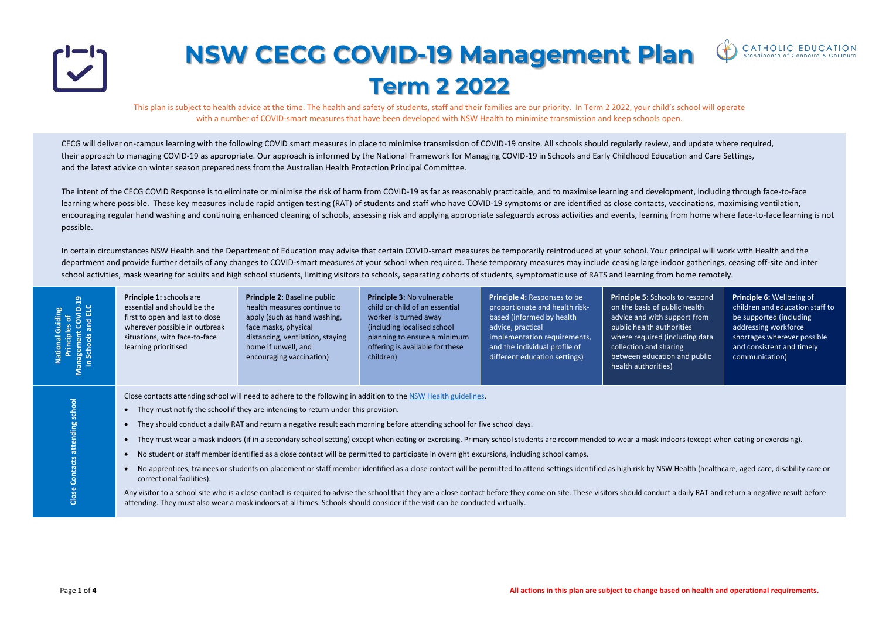# NSW CECG COVID-19 Management Plan Term 2 2022

This plan is subject to health advice at the time. The health and safety of students, staff and their families are our priority. In Term 2 2022, your child's school will operate with a number of COVID-smart measures that have been developed with NSW Health to minimise transmission and keep schools open.

CECG will deliver on-campus learning with the following COVID smart measures in place to minimise transmission of COVID-19 onsite. All schools should regularly review, and update where required, their approach to managing COVID-19 as appropriate. Our approach is informed by the National Framework for Managing COVID-19 in Schools and Early Childhood Education and Care Settings, and the latest advice on winter season preparedness from the Australian Health Protection Principal Committee.

The intent of the CECG COVID Response is to eliminate or minimise the risk of harm from COVID-19 as far as reasonably practicable, and to maximise learning and development, including through face-to-face learning where possible. These key measures include rapid antigen testing (RAT) of students and staff who have COVID-19 symptoms or are identified as close contacts, vaccinations, maximising ventilation, encouraging regular hand washing and continuing enhanced cleaning of schools, assessing risk and applying appropriate safeguards across activities and events, learning from home where face-to-face learning is not possible.

In certain circumstances NSW Health and the Department of Education may advise that certain COVID-smart measures be temporarily reintroduced at your school. Your principal will work with Health and the department and provide further details of any changes to COVID-smart measures at your school when required. These temporary measures may include ceasing large indoor gatherings, ceasing off-site and inter school activities, mask wearing for adults and high school students, limiting visitors to schools, separating cohorts of students, symptomatic use of RATS and learning from home remotely.

| National Guiding Principles of Management COVID-19 in Schools and ELC | | | | | |
|---|---|---|---|---|---|
| **Principle 1:** schools are essential and should be the first to open and last to close wherever possible in outbreak situations, with face-to-face learning prioritised | **Principle 2:** Baseline public health measures continue to apply (such as hand washing, face masks, physical distancing, ventilation, staying home if unwell, and encouraging vaccination) | **Principle 3:** No vulnerable child or child of an essential worker is turned away (including localised school planning to ensure a minimum offering is available for these children) | **Principle 4:** Responses to be proportionate and health risk-based (informed by health advice, practical implementation requirements, and the individual profile of different education settings) | **Principle 5:** Schools to respond on the basis of public health advice and with support from public health authorities where required (including data collection and sharing between education and public health authorities) | **Principle 6:** Wellbeing of children and education staff to be supported (including addressing workforce shortages wherever possible and consistent and timely communication) |

## Close Contacts attending school

Close contacts attending school will need to adhere to the following in addition to the NSW Health guidelines.

- They must notify the school if they are intending to return under this provision.
- They should conduct a daily RAT and return a negative result each morning before attending school for five school days.
- They must wear a mask indoors (if in a secondary school setting) except when eating or exercising. Primary school students are recommended to wear a mask indoors (except when eating or exercising).
- No student or staff member identified as a close contact will be permitted to participate in overnight excursions, including school camps.
- No apprentices, trainees or students on placement or staff member identified as a close contact will be permitted to attend settings identified as high risk by NSW Health (healthcare, aged care, disability care or correctional facilities).

Any visitor to a school site who is a close contact is required to advise the school that they are a close contact before they come on site. These visitors should conduct a daily RAT and return a negative result before attending. They must also wear a mask indoors at all times. Schools should consider if the visit can be conducted virtually.

**All actions in this plan are subject to change based on health and operational requirements.**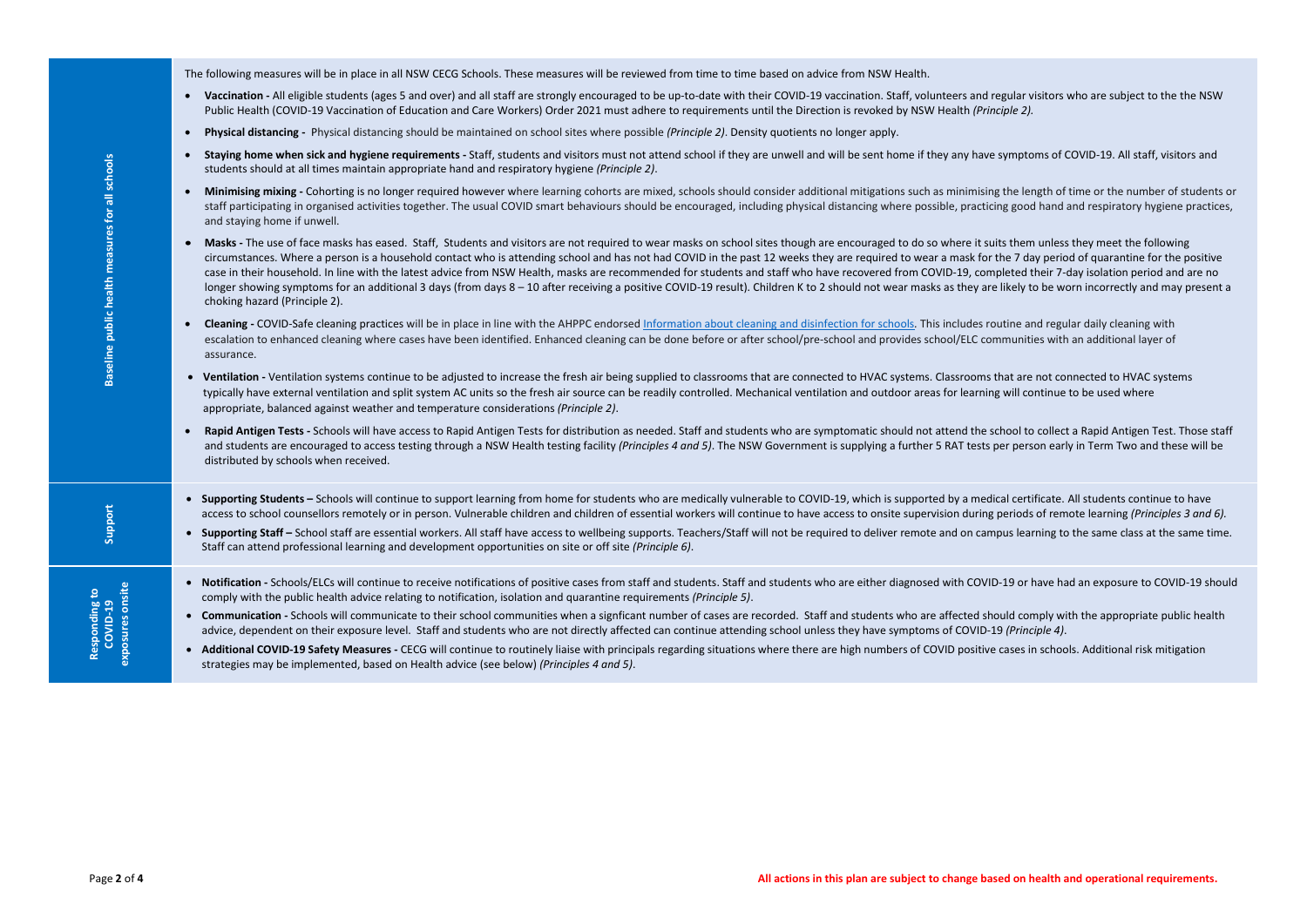## Baseline public health measures for all schools

The following measures will be in place in all NSW CECG Schools. These measures will be reviewed from time to time based on advice from NSW Health.

- **Vaccination -** All eligible students (ages 5 and over) and all staff are strongly encouraged to be up-to-date with their COVID-19 vaccination. Staff, volunteers and regular visitors who are subject to the the NSW Public Health (COVID-19 Vaccination of Education and Care Workers) Order 2021 must adhere to requirements until the Direction is revoked by NSW Health *(Principle 2).*
- **Physical distancing -** Physical distancing should be maintained on school sites where possible *(Principle 2)*. Density quotients no longer apply.
- **Staying home when sick and hygiene requirements -** Staff, students and visitors must not attend school if they are unwell and will be sent home if they any have symptoms of COVID-19. All staff, visitors and students should at all times maintain appropriate hand and respiratory hygiene *(Principle 2)*.
- **Minimising mixing -** Cohorting is no longer required however where learning cohorts are mixed, schools should consider additional mitigations such as minimising the length of time or the number of students or staff participating in organised activities together. The usual COVID smart behaviours should be encouraged, including physical distancing where possible, practicing good hand and respiratory hygiene practices, and staying home if unwell.
- **Masks -** The use of face masks has eased. Staff, Students and visitors are not required to wear masks on school sites though are encouraged to do so where it suits them unless they meet the following circumstances. Where a person is a household contact who is attending school and has not had COVID in the past 12 weeks they are required to wear a mask for the 7 day period of quarantine for the positive case in their household. In line with the latest advice from NSW Health, masks are recommended for students and staff who have recovered from COVID-19, completed their 7-day isolation period and are no longer showing symptoms for an additional 3 days (from days 8 – 10 after receiving a positive COVID-19 result). Children K to 2 should not wear masks as they are likely to be worn incorrectly and may present a choking hazard (Principle 2).
- **Cleaning -** COVID-Safe cleaning practices will be in place in line with the AHPPC endorsed Information about cleaning and disinfection for schools. This includes routine and regular daily cleaning with escalation to enhanced cleaning where cases have been identified. Enhanced cleaning can be done before or after school/pre-school and provides school/ELC communities with an additional layer of assurance.
- **Ventilation -** Ventilation systems continue to be adjusted to increase the fresh air being supplied to classrooms that are connected to HVAC systems. Classrooms that are not connected to HVAC systems typically have external ventilation and split system AC units so the fresh air source can be readily controlled. Mechanical ventilation and outdoor areas for learning will continue to be used where appropriate, balanced against weather and temperature considerations *(Principle 2)*.
- **Rapid Antigen Tests -** Schools will have access to Rapid Antigen Tests for distribution as needed. Staff and students who are symptomatic should not attend the school to collect a Rapid Antigen Test. Those staff and students are encouraged to access testing through a NSW Health testing facility *(Principles 4 and 5)*. The NSW Government is supplying a further 5 RAT tests per person early in Term Two and these will be distributed by schools when received.

## Support

- **Supporting Students –** Schools will continue to support learning from home for students who are medically vulnerable to COVID-19, which is supported by a medical certificate. All students continue to have access to school counsellors remotely or in person. Vulnerable children and children of essential workers will continue to have access to onsite supervision during periods of remote learning *(Principles 3 and 6).*
- **Supporting Staff –** School staff are essential workers. All staff have access to wellbeing supports. Teachers/Staff will not be required to deliver remote and on campus learning to the same class at the same time. Staff can attend professional learning and development opportunities on site or off site *(Principle 6)*.

## Responding to COVID-19 exposures onsite

- **Notification -** Schools/ELCs will continue to receive notifications of positive cases from staff and students. Staff and students who are either diagnosed with COVID-19 or have had an exposure to COVID-19 should comply with the public health advice relating to notification, isolation and quarantine requirements *(Principle 5)*.
- **Communication -** Schools will communicate to their school communities when a signficant number of cases are recorded. Staff and students who are affected should comply with the appropriate public health advice, dependent on their exposure level. Staff and students who are not directly affected can continue attending school unless they have symptoms of COVID-19 *(Principle 4)*.
- **Additional COVID-19 Safety Measures -** CECG will continue to routinely liaise with principals regarding situations where there are high numbers of COVID positive cases in schools. Additional risk mitigation strategies may be implemented, based on Health advice (see below) *(Principles 4 and 5)*.

All actions in this plan are subject to change based on health and operational requirements.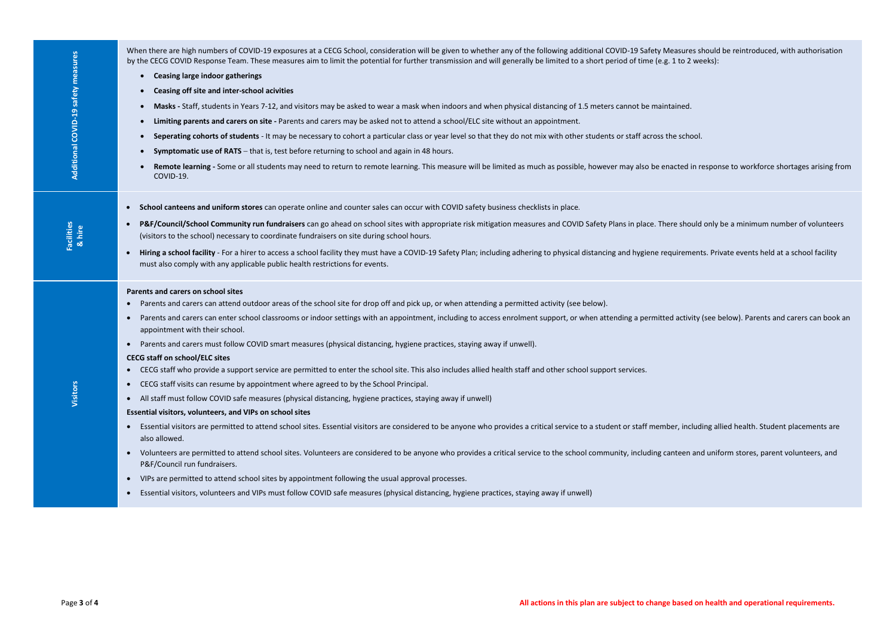## Additional COVID-19 safety measures

When there are high numbers of COVID-19 exposures at a CECG School, consideration will be given to whether any of the following additional COVID-19 Safety Measures should be reintroduced, with authorisation by the CECG COVID Response Team. These measures aim to limit the potential for further transmission and will generally be limited to a short period of time (e.g. 1 to 2 weeks):

- **Ceasing large indoor gatherings**
- **Ceasing off site and inter-school acivities**
- **Masks -** Staff, students in Years 7-12, and visitors may be asked to wear a mask when indoors and when physical distancing of 1.5 meters cannot be maintained.
- **Limiting parents and carers on site -** Parents and carers may be asked not to attend a school/ELC site without an appointment.
- **Seperating cohorts of students** - It may be necessary to cohort a particular class or year level so that they do not mix with other students or staff across the school.
- **Symptomatic use of RATS** – that is, test before returning to school and again in 48 hours.
- **Remote learning -** Some or all students may need to return to remote learning. This measure will be limited as much as possible, however may also be enacted in response to workforce shortages arising from COVID-19.

## Facilities & hire

- **School canteens and uniform stores** can operate online and counter sales can occur with COVID safety business checklists in place.
- **P&F/Council/School Community run fundraisers** can go ahead on school sites with appropriate risk mitigation measures and COVID Safety Plans in place. There should only be a minimum number of volunteers (visitors to the school) necessary to coordinate fundraisers on site during school hours.
- **Hiring a school facility** - For a hirer to access a school facility they must have a COVID-19 Safety Plan; including adhering to physical distancing and hygiene requirements. Private events held at a school facility must also comply with any applicable public health restrictions for events.

## Visitors

**Parents and carers on school sites**

- Parents and carers can attend outdoor areas of the school site for drop off and pick up, or when attending a permitted activity (see below).
- Parents and carers can enter school classrooms or indoor settings with an appointment, including to access enrolment support, or when attending a permitted activity (see below). Parents and carers can book an appointment with their school.
- Parents and carers must follow COVID smart measures (physical distancing, hygiene practices, staying away if unwell).

**CECG staff on school/ELC sites**

- CECG staff who provide a support service are permitted to enter the school site. This also includes allied health staff and other school support services.
- CECG staff visits can resume by appointment where agreed to by the School Principal.
- All staff must follow COVID safe measures (physical distancing, hygiene practices, staying away if unwell)

**Essential visitors, volunteers, and VIPs on school sites**

- Essential visitors are permitted to attend school sites. Essential visitors are considered to be anyone who provides a critical service to a student or staff member, including allied health. Student placements are also allowed.
- Volunteers are permitted to attend school sites. Volunteers are considered to be anyone who provides a critical service to the school community, including canteen and uniform stores, parent volunteers, and P&F/Council run fundraisers.
- VIPs are permitted to attend school sites by appointment following the usual approval processes.
- Essential visitors, volunteers and VIPs must follow COVID safe measures (physical distancing, hygiene practices, staying away if unwell)

**All actions in this plan are subject to change based on health and operational requirements.**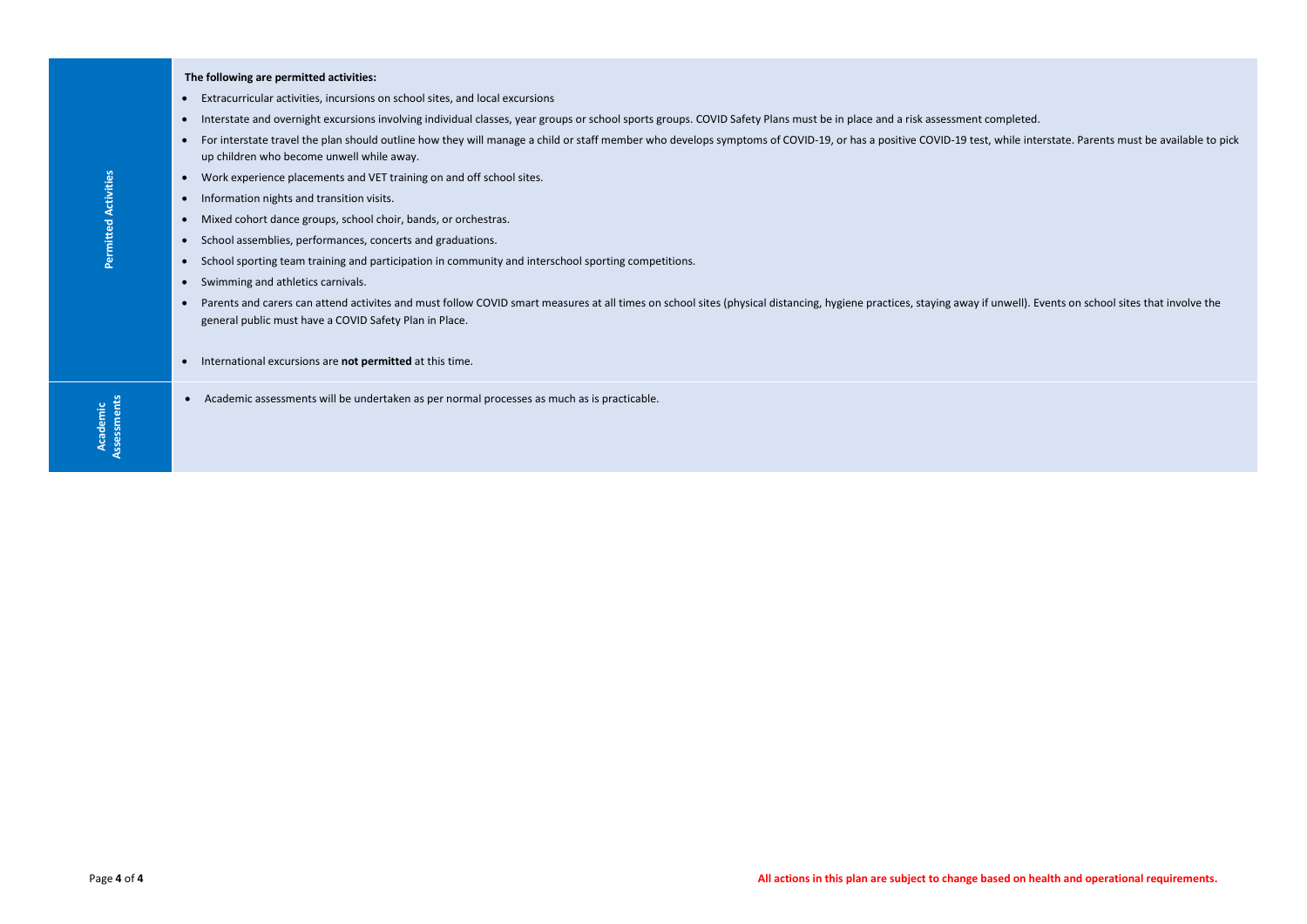| | |
|---|---|
| **Permitted Activities** | **The following are permitted activities:**<br>• Extracurricular activities, incursions on school sites, and local excursions<br>• Interstate and overnight excursions involving individual classes, year groups or school sports groups. COVID Safety Plans must be in place and a risk assessment completed.<br>• For interstate travel the plan should outline how they will manage a child or staff member who develops symptoms of COVID-19, or has a positive COVID-19 test, while interstate. Parents must be available to pick up children who become unwell while away.<br>• Work experience placements and VET training on and off school sites.<br>• Information nights and transition visits.<br>• Mixed cohort dance groups, school choir, bands, or orchestras.<br>• School assemblies, performances, concerts and graduations.<br>• School sporting team training and participation in community and interschool sporting competitions.<br>• Swimming and athletics carnivals.<br>• Parents and carers can attend activites and must follow COVID smart measures at all times on school sites (physical distancing, hygiene practices, staying away if unwell). Events on school sites that involve the general public must have a COVID Safety Plan in Place.<br><br>• International excursions are **not permitted** at this time. |
| **Academic Assessments** | • Academic assessments will be undertaken as per normal processes as much as is practicable. |

**All actions in this plan are subject to change based on health and operational requirements.**